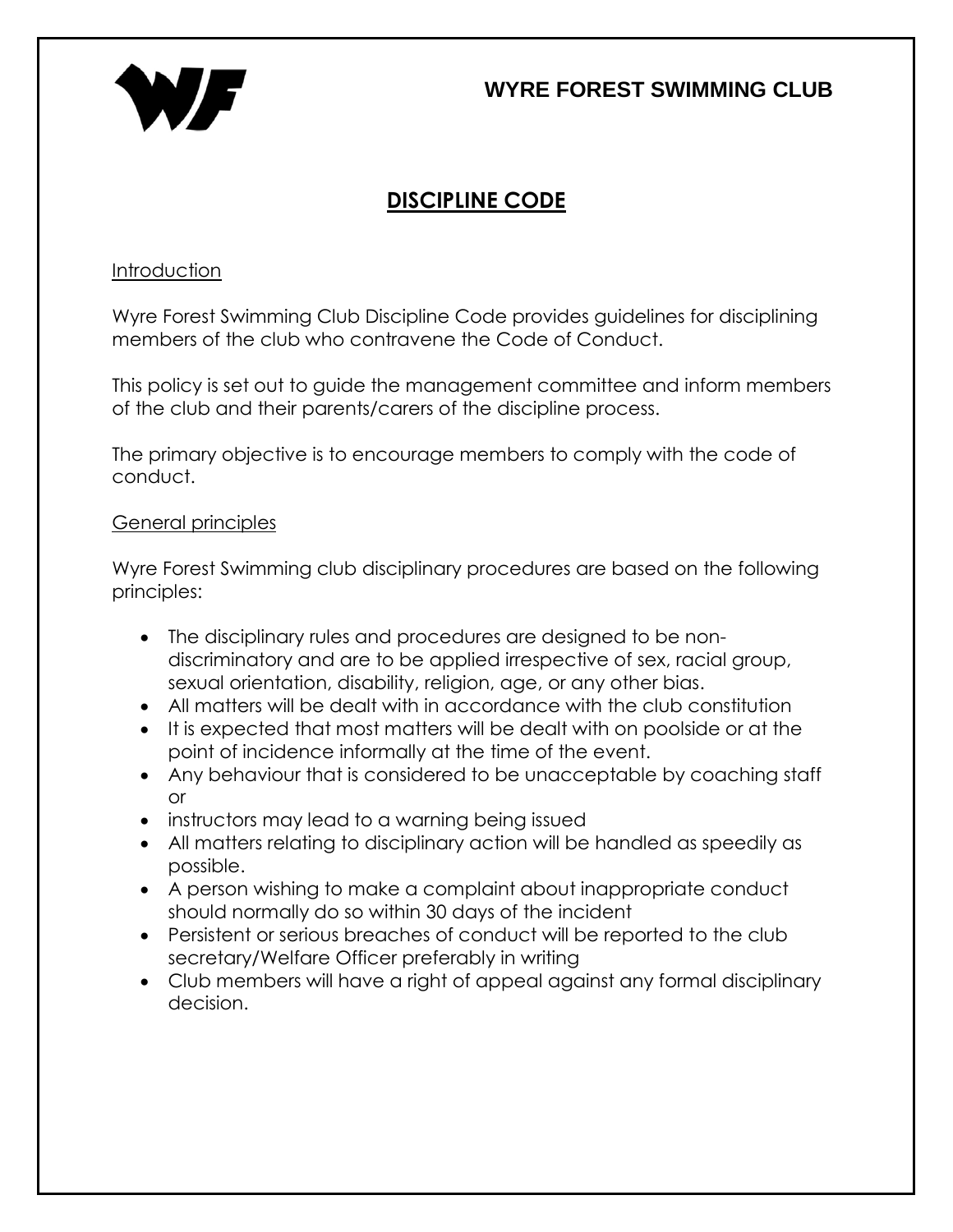# WYRE FOREST SWIMMING CLUB

## DISCIPLINE CODE

### Introduction

Wyre Forest Swimming Club Discipline Code provides guidelines for disciplining members of the club who contravene the Code of Conduct.

This policy is set out to guide the management committee and inform members of the club and their parents/carers of the discipline process.

The primary objective is to encourage members to comply with the code of conduct.

### General principles

Wyre Forest Swimming club disciplinary procedures are based on the following principles:

- The disciplinary rules and procedures are designed to be non-discriminatory and are to be applied irrespective of sex, racial group, sexual orientation, disability, religion, age, or any other bias.
- All matters will be dealt with in accordance with the club constitution
- It is expected that most matters will be dealt with on poolside or at the point of incidence informally at the time of the event.
- Any behaviour that is considered to be unacceptable by coaching staff or
- instructors may lead to a warning being issued
- All matters relating to disciplinary action will be handled as speedily as possible.
- A person wishing to make a complaint about inappropriate conduct should normally do so within 30 days of the incident
- Persistent or serious breaches of conduct will be reported to the club secretary/Welfare Officer preferably in writing
- Club members will have a right of appeal against any formal disciplinary decision.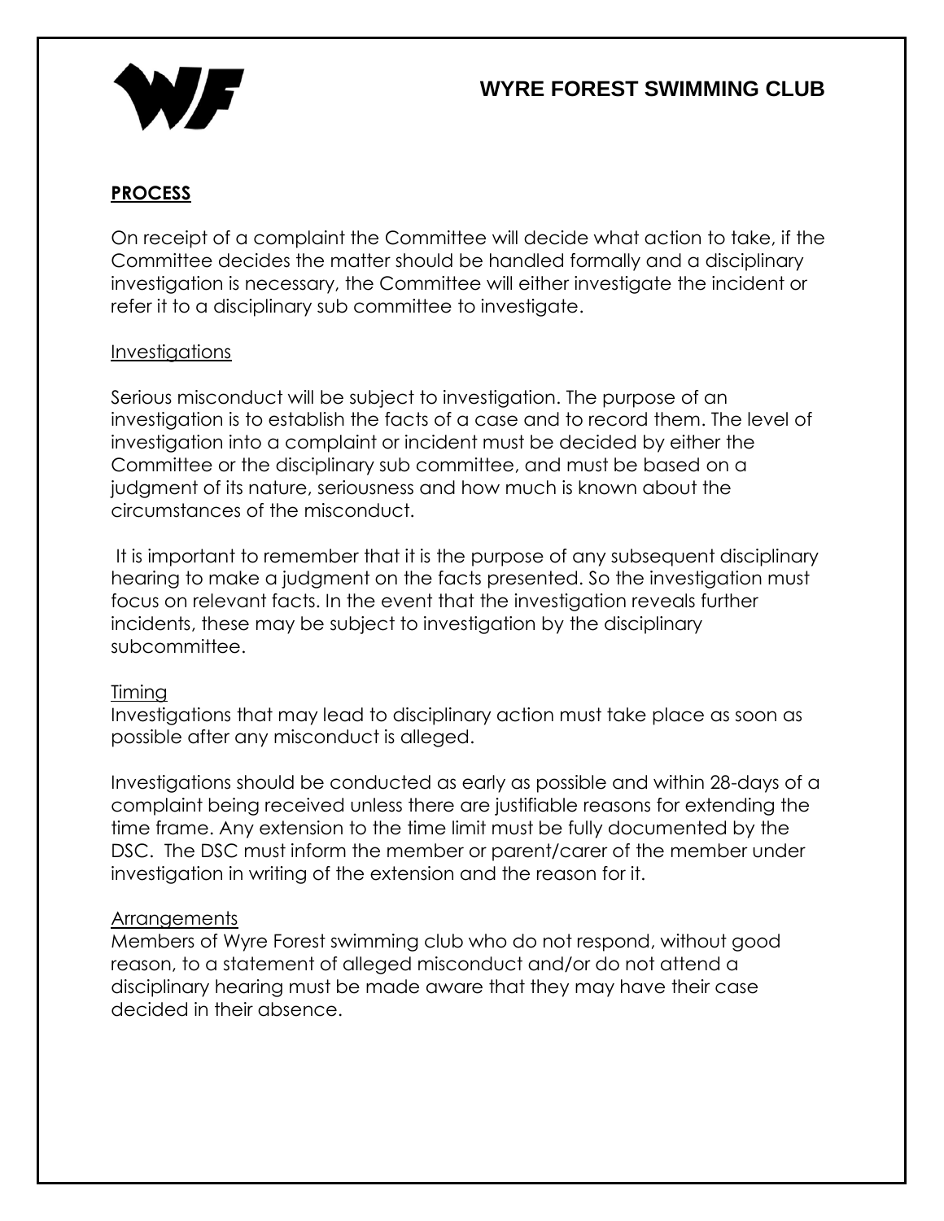## PROCESS

On receipt of a complaint the Committee will decide what action to take, if the Committee decides the matter should be handled formally and a disciplinary investigation is necessary, the Committee will either investigate the incident or refer it to a disciplinary sub committee to investigate.

### Investigations

Serious misconduct will be subject to investigation. The purpose of an investigation is to establish the facts of a case and to record them. The level of investigation into a complaint or incident must be decided by either the Committee or the disciplinary sub committee, and must be based on a judgment of its nature, seriousness and how much is known about the circumstances of the misconduct.

It is important to remember that it is the purpose of any subsequent disciplinary hearing to make a judgment on the facts presented. So the investigation must focus on relevant facts. In the event that the investigation reveals further incidents, these may be subject to investigation by the disciplinary subcommittee.

### Timing

Investigations that may lead to disciplinary action must take place as soon as possible after any misconduct is alleged.

Investigations should be conducted as early as possible and within 28-days of a complaint being received unless there are justifiable reasons for extending the time frame. Any extension to the time limit must be fully documented by the DSC. The DSC must inform the member or parent/carer of the member under investigation in writing of the extension and the reason for it.

### Arrangements

Members of Wyre Forest swimming club who do not respond, without good reason, to a statement of alleged misconduct and/or do not attend a disciplinary hearing must be made aware that they may have their case decided in their absence.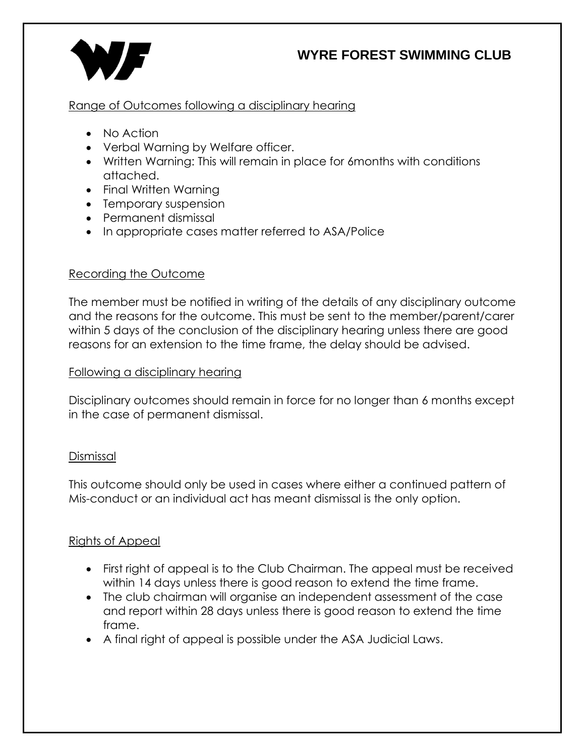# WYRE FOREST SWIMMING CLUB

## Range of Outcomes following a disciplinary hearing

- No Action
- Verbal Warning by Welfare officer.
- Written Warning: This will remain in place for 6months with conditions attached.
- Final Written Warning
- Temporary suspension
- Permanent dismissal
- In appropriate cases matter referred to ASA/Police

## Recording the Outcome

The member must be notified in writing of the details of any disciplinary outcome and the reasons for the outcome. This must be sent to the member/parent/carer within 5 days of the conclusion of the disciplinary hearing unless there are good reasons for an extension to the time frame, the delay should be advised.

## Following a disciplinary hearing

Disciplinary outcomes should remain in force for no longer than 6 months except in the case of permanent dismissal.

## Dismissal

This outcome should only be used in cases where either a continued pattern of Mis-conduct or an individual act has meant dismissal is the only option.

## Rights of Appeal

- First right of appeal is to the Club Chairman. The appeal must be received within 14 days unless there is good reason to extend the time frame.
- The club chairman will organise an independent assessment of the case and report within 28 days unless there is good reason to extend the time frame.
- A final right of appeal is possible under the ASA Judicial Laws.